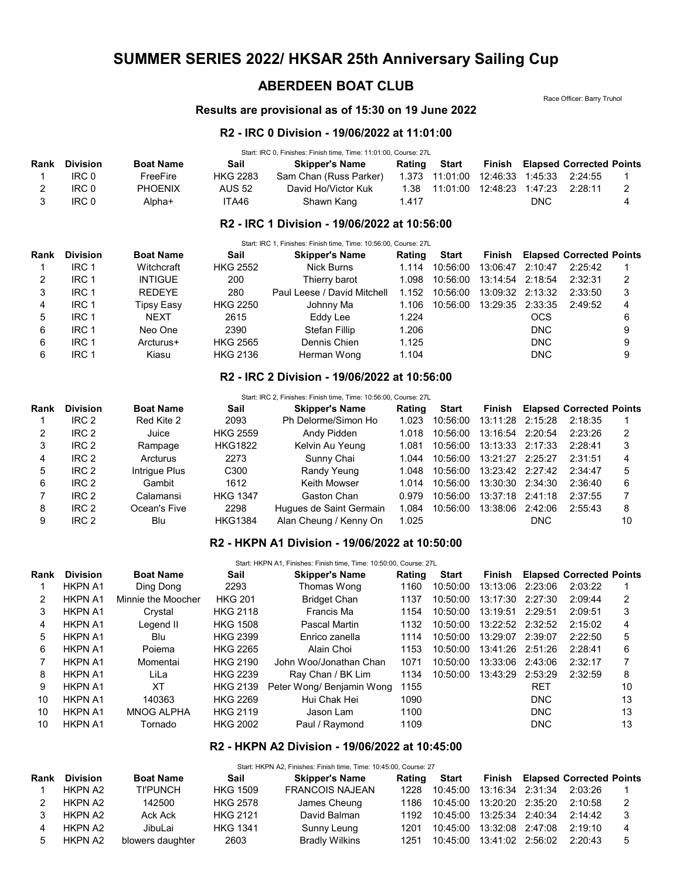# SUMMER SERIES 2022/ HKSAR 25th Anniversary Sailing Cup

## ABERDEEN BOAT CLUB

Race Officer: Barry Truhol

### Results are provisional as of 15:30 on 19 June 2022

### R2 - IRC 0 Division - 19/06/2022 at 11:01:00

Start: IRC 0, Finishes: Finish time, Time: 11:01:00, Course: 27L

| Rank | Division | Boat Name | Sail | Skipper's Name | Rating | Start | Finish | Elapsed | Corrected | Points |
|---|---|---|---|---|---|---|---|---|---|---|
| 1 | IRC 0 | FreeFire | HKG 2283 | Sam Chan (Russ Parker) | 1.373 | 11:01:00 | 12:46:33 | 1:45:33 | 2:24:55 | 1 |
| 2 | IRC 0 | PHOENIX | AUS 52 | David Ho/Victor Kuk | 1.38 | 11:01:00 | 12:48:23 | 1:47:23 | 2:28:11 | 2 |
| 3 | IRC 0 | Alpha+ | ITA46 | Shawn Kang | 1.417 | | | DNC | | 4 |

### R2 - IRC 1 Division - 19/06/2022 at 10:56:00

Start: IRC 1, Finishes: Finish time, Time: 10:56:00, Course: 27L

| Rank | Division | Boat Name | Sail | Skipper's Name | Rating | Start | Finish | Elapsed | Corrected | Points |
|---|---|---|---|---|---|---|---|---|---|---|
| 1 | IRC 1 | Witchcraft | HKG 2552 | Nick Burns | 1.114 | 10:56:00 | 13:06:47 | 2:10:47 | 2:25:42 | 1 |
| 2 | IRC 1 | INTIGUE | 200 | Thierry barot | 1.098 | 10:56:00 | 13:14:54 | 2:18:54 | 2:32:31 | 2 |
| 3 | IRC 1 | REDEYE | 280 | Paul Leese / David Mitchell | 1.152 | 10:56:00 | 13:09:32 | 2:13:32 | 2:33:50 | 3 |
| 4 | IRC 1 | Tipsy Easy | HKG 2250 | Johnny Ma | 1.106 | 10:56:00 | 13:29:35 | 2:33:35 | 2:49:52 | 4 |
| 5 | IRC 1 | NEXT | 2615 | Eddy Lee | 1.224 | | | OCS | | 6 |
| 6 | IRC 1 | Neo One | 2390 | Stefan Fillip | 1.206 | | | DNC | | 9 |
| 6 | IRC 1 | Arcturus+ | HKG 2565 | Dennis Chien | 1.125 | | | DNC | | 9 |
| 6 | IRC 1 | Kiasu | HKG 2136 | Herman Wong | 1.104 | | | DNC | | 9 |

### R2 - IRC 2 Division - 19/06/2022 at 10:56:00

Start: IRC 2, Finishes: Finish time, Time: 10:56:00, Course: 27L

| Rank | Division | Boat Name | Sail | Skipper's Name | Rating | Start | Finish | Elapsed | Corrected | Points |
|---|---|---|---|---|---|---|---|---|---|---|
| 1 | IRC 2 | Red Kite 2 | 2093 | Ph Delorme/Simon Ho | 1.023 | 10:56:00 | 13:11:28 | 2:15:28 | 2:18:35 | 1 |
| 2 | IRC 2 | Juice | HKG 2559 | Andy Pidden | 1.018 | 10:56:00 | 13:16:54 | 2:20:54 | 2:23:26 | 2 |
| 3 | IRC 2 | Rampage | HKG1822 | Kelvin Au Yeung | 1.081 | 10:56:00 | 13:13:33 | 2:17:33 | 2:28:41 | 3 |
| 4 | IRC 2 | Arcturus | 2273 | Sunny Chai | 1.044 | 10:56:00 | 13:21:27 | 2:25:27 | 2:31:51 | 4 |
| 5 | IRC 2 | Intrigue Plus | C300 | Randy Yeung | 1.048 | 10:56:00 | 13:23:42 | 2:27:42 | 2:34:47 | 5 |
| 6 | IRC 2 | Gambit | 1612 | Keith Mowser | 1.014 | 10:56:00 | 13:30:30 | 2:34:30 | 2:36:40 | 6 |
| 7 | IRC 2 | Calamansi | HKG 1347 | Gaston Chan | 0.979 | 10:56:00 | 13:37:18 | 2:41:18 | 2:37:55 | 7 |
| 8 | IRC 2 | Ocean's Five | 2298 | Hugues de Saint Germain | 1.084 | 10:56:00 | 13:38:06 | 2:42:06 | 2:55:43 | 8 |
| 9 | IRC 2 | Blu | HKG1384 | Alan Cheung / Kenny On | 1.025 | | | DNC | | 10 |

### R2 - HKPN A1 Division - 19/06/2022 at 10:50:00

Start: HKPN A1, Finishes: Finish time, Time: 10:50:00, Course: 27L

| Rank | Division | Boat Name | Sail | Skipper's Name | Rating | Start | Finish | Elapsed | Corrected | Points |
|---|---|---|---|---|---|---|---|---|---|---|
| 1 | HKPN A1 | Ding Dong | 2293 | Thomas Wong | 1160 | 10:50:00 | 13:13:06 | 2:23:06 | 2:03:22 | 1 |
| 2 | HKPN A1 | Minnie the Moocher | HKG 201 | Bridget Chan | 1137 | 10:50:00 | 13:17:30 | 2:27:30 | 2:09:44 | 2 |
| 3 | HKPN A1 | Crystal | HKG 2118 | Francis Ma | 1154 | 10:50:00 | 13:19:51 | 2:29:51 | 2:09:51 | 3 |
| 4 | HKPN A1 | Legend II | HKG 1508 | Pascal Martin | 1132 | 10:50:00 | 13:22:52 | 2:32:52 | 2:15:02 | 4 |
| 5 | HKPN A1 | Blu | HKG 2399 | Enrico zanella | 1114 | 10:50:00 | 13:29:07 | 2:39:07 | 2:22:50 | 5 |
| 6 | HKPN A1 | Poiema | HKG 2265 | Alain Choi | 1153 | 10:50:00 | 13:41:26 | 2:51:26 | 2:28:41 | 6 |
| 7 | HKPN A1 | Momentai | HKG 2190 | John Woo/Jonathan Chan | 1071 | 10:50:00 | 13:33:06 | 2:43:06 | 2:32:17 | 7 |
| 8 | HKPN A1 | LiLa | HKG 2239 | Ray Chan / BK Lim | 1134 | 10:50:00 | 13:43:29 | 2:53:29 | 2:32:59 | 8 |
| 9 | HKPN A1 | XT | HKG 2139 | Peter Wong/ Benjamin Wong | 1155 | | | RET | | 10 |
| 10 | HKPN A1 | 140363 | HKG 2269 | Hui Chak Hei | 1090 | | | DNC | | 13 |
| 10 | HKPN A1 | MNOG ALPHA | HKG 2119 | Jason Lam | 1100 | | | DNC | | 13 |
| 10 | HKPN A1 | Tornado | HKG 2002 | Paul / Raymond | 1109 | | | DNC | | 13 |

### R2 - HKPN A2 Division - 19/06/2022 at 10:45:00

Start: HKPN A2, Finishes: Finish time, Time: 10:45:00, Course: 27

| Rank | Division | Boat Name | Sail | Skipper's Name | Rating | Start | Finish | Elapsed | Corrected | Points |
|---|---|---|---|---|---|---|---|---|---|---|
| 1 | HKPN A2 | TI'PUNCH | HKG 1509 | FRANCOIS NAJEAN | 1228 | 10:45:00 | 13:16:34 | 2:31:34 | 2:03:26 | 1 |
| 2 | HKPN A2 | 142500 | HKG 2578 | James Cheung | 1186 | 10:45:00 | 13:20:20 | 2:35:20 | 2:10:58 | 2 |
| 3 | HKPN A2 | Ack Ack | HKG 2121 | David Balman | 1192 | 10:45:00 | 13:25:34 | 2:40:34 | 2:14:42 | 3 |
| 4 | HKPN A2 | JibuLai | HKG 1341 | Sunny Leung | 1201 | 10:45:00 | 13:32:08 | 2:47:08 | 2:19:10 | 4 |
| 5 | HKPN A2 | blowers daughter | 2603 | Bradly Wilkins | 1251 | 10:45:00 | 13:41:02 | 2:56:02 | 2:20:43 | 5 |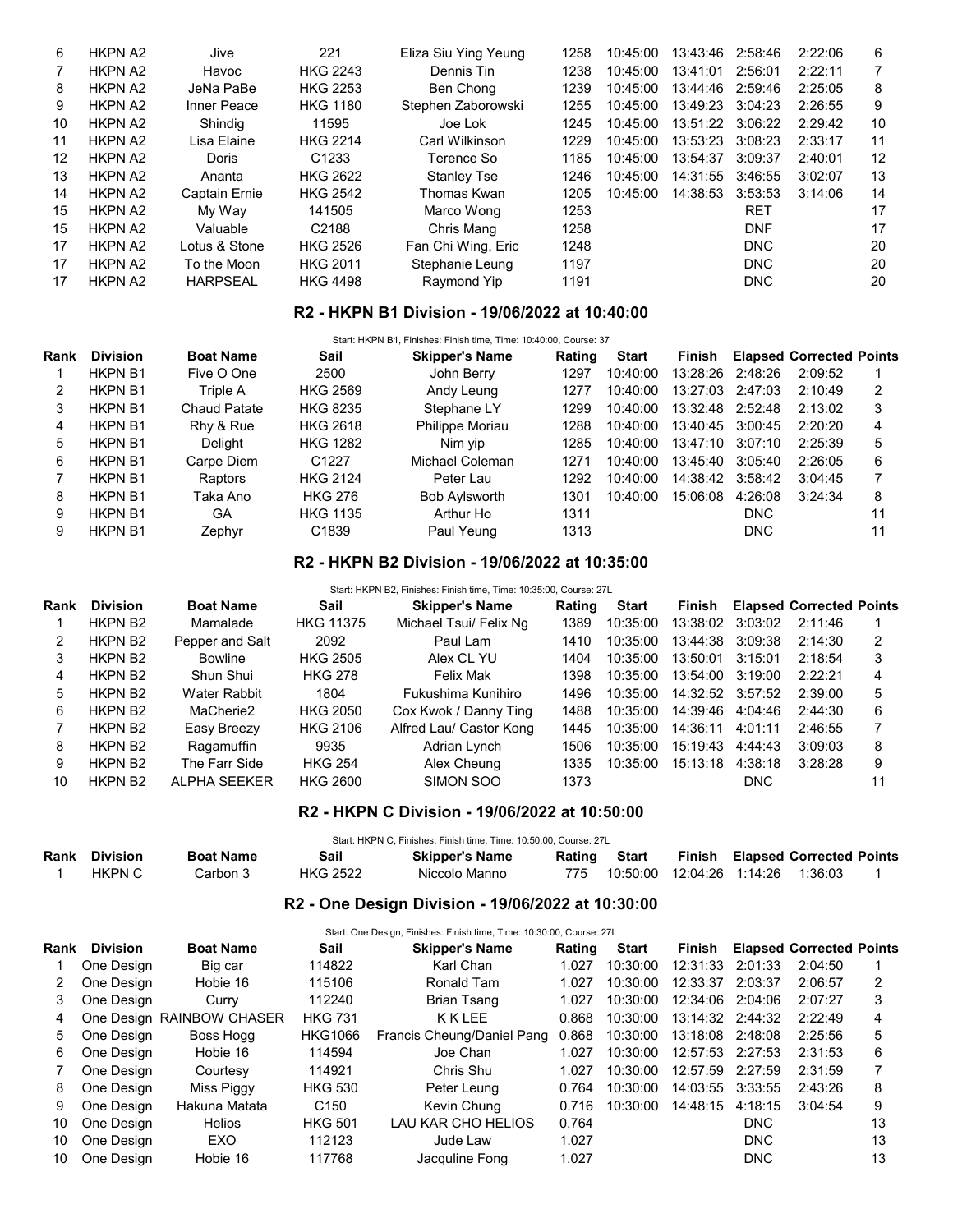| Rank | Division | Boat Name | Sail | Skipper's Name | Rating | Start | Finish | Elapsed | Corrected | Points |
|---|---|---|---|---|---|---|---|---|---|---|
| 6 | HKPN A2 | Jive | 221 | Eliza Siu Ying Yeung | 1258 | 10:45:00 | 13:43:46 | 2:58:46 | 2:22:06 | 6 |
| 7 | HKPN A2 | Havoc | HKG 2243 | Dennis Tin | 1238 | 10:45:00 | 13:41:01 | 2:56:01 | 2:22:11 | 7 |
| 8 | HKPN A2 | JeNa PaBe | HKG 2253 | Ben Chong | 1239 | 10:45:00 | 13:44:46 | 2:59:46 | 2:25:05 | 8 |
| 9 | HKPN A2 | Inner Peace | HKG 1180 | Stephen Zaborowski | 1255 | 10:45:00 | 13:49:23 | 3:04:23 | 2:26:55 | 9 |
| 10 | HKPN A2 | Shindig | 11595 | Joe Lok | 1245 | 10:45:00 | 13:51:22 | 3:06:22 | 2:29:42 | 10 |
| 11 | HKPN A2 | Lisa Elaine | HKG 2214 | Carl Wilkinson | 1229 | 10:45:00 | 13:53:23 | 3:08:23 | 2:33:17 | 11 |
| 12 | HKPN A2 | Doris | C1233 | Terence So | 1185 | 10:45:00 | 13:54:37 | 3:09:37 | 2:40:01 | 12 |
| 13 | HKPN A2 | Ananta | HKG 2622 | Stanley Tse | 1246 | 10:45:00 | 14:31:55 | 3:46:55 | 3:02:07 | 13 |
| 14 | HKPN A2 | Captain Ernie | HKG 2542 | Thomas Kwan | 1205 | 10:45:00 | 14:38:53 | 3:53:53 | 3:14:06 | 14 |
| 15 | HKPN A2 | My Way | 141505 | Marco Wong | 1253 | | | RET | | 17 |
| 15 | HKPN A2 | Valuable | C2188 | Chris Mang | 1258 | | | DNF | | 17 |
| 17 | HKPN A2 | Lotus & Stone | HKG 2526 | Fan Chi Wing, Eric | 1248 | | | DNC | | 20 |
| 17 | HKPN A2 | To the Moon | HKG 2011 | Stephanie Leung | 1197 | | | DNC | | 20 |
| 17 | HKPN A2 | HARPSEAL | HKG 4498 | Raymond Yip | 1191 | | | DNC | | 20 |

## R2 - HKPN B1 Division - 19/06/2022 at 10:40:00

Start: HKPN B1, Finishes: Finish time, Time: 10:40:00, Course: 37

| Rank | Division | Boat Name | Sail | Skipper's Name | Rating | Start | Finish | Elapsed | Corrected | Points |
|---|---|---|---|---|---|---|---|---|---|---|
| 1 | HKPN B1 | Five O One | 2500 | John Berry | 1297 | 10:40:00 | 13:28:26 | 2:48:26 | 2:09:52 | 1 |
| 2 | HKPN B1 | Triple A | HKG 2569 | Andy Leung | 1277 | 10:40:00 | 13:27:03 | 2:47:03 | 2:10:49 | 2 |
| 3 | HKPN B1 | Chaud Patate | HKG 8235 | Stephane LY | 1299 | 10:40:00 | 13:32:48 | 2:52:48 | 2:13:02 | 3 |
| 4 | HKPN B1 | Rhy & Rue | HKG 2618 | Philippe Moriau | 1288 | 10:40:00 | 13:40:45 | 3:00:45 | 2:20:20 | 4 |
| 5 | HKPN B1 | Delight | HKG 1282 | Nim yip | 1285 | 10:40:00 | 13:47:10 | 3:07:10 | 2:25:39 | 5 |
| 6 | HKPN B1 | Carpe Diem | C1227 | Michael Coleman | 1271 | 10:40:00 | 13:45:40 | 3:05:40 | 2:26:05 | 6 |
| 7 | HKPN B1 | Raptors | HKG 2124 | Peter Lau | 1292 | 10:40:00 | 14:38:42 | 3:58:42 | 3:04:45 | 7 |
| 8 | HKPN B1 | Taka Ano | HKG 276 | Bob Aylsworth | 1301 | 10:40:00 | 15:06:08 | 4:26:08 | 3:24:34 | 8 |
| 9 | HKPN B1 | GA | HKG 1135 | Arthur Ho | 1311 | | | DNC | | 11 |
| 9 | HKPN B1 | Zephyr | C1839 | Paul Yeung | 1313 | | | DNC | | 11 |

## R2 - HKPN B2 Division - 19/06/2022 at 10:35:00

Start: HKPN B2, Finishes: Finish time, Time: 10:35:00, Course: 27L

| Rank | Division | Boat Name | Sail | Skipper's Name | Rating | Start | Finish | Elapsed | Corrected | Points |
|---|---|---|---|---|---|---|---|---|---|---|
| 1 | HKPN B2 | Mamalade | HKG 11375 | Michael Tsui/ Felix Ng | 1389 | 10:35:00 | 13:38:02 | 3:03:02 | 2:11:46 | 1 |
| 2 | HKPN B2 | Pepper and Salt | 2092 | Paul Lam | 1410 | 10:35:00 | 13:44:38 | 3:09:38 | 2:14:30 | 2 |
| 3 | HKPN B2 | Bowline | HKG 2505 | Alex CL YU | 1404 | 10:35:00 | 13:50:01 | 3:15:01 | 2:18:54 | 3 |
| 4 | HKPN B2 | Shun Shui | HKG 278 | Felix Mak | 1398 | 10:35:00 | 13:54:00 | 3:19:00 | 2:22:21 | 4 |
| 5 | HKPN B2 | Water Rabbit | 1804 | Fukushima Kunihiro | 1496 | 10:35:00 | 14:32:52 | 3:57:52 | 2:39:00 | 5 |
| 6 | HKPN B2 | MaCherie2 | HKG 2050 | Cox Kwok / Danny Ting | 1488 | 10:35:00 | 14:39:46 | 4:04:46 | 2:44:30 | 6 |
| 7 | HKPN B2 | Easy Breezy | HKG 2106 | Alfred Lau/ Castor Kong | 1445 | 10:35:00 | 14:36:11 | 4:01:11 | 2:46:55 | 7 |
| 8 | HKPN B2 | Ragamuffin | 9935 | Adrian Lynch | 1506 | 10:35:00 | 15:19:43 | 4:44:43 | 3:09:03 | 8 |
| 9 | HKPN B2 | The Farr Side | HKG 254 | Alex Cheung | 1335 | 10:35:00 | 15:13:18 | 4:38:18 | 3:28:28 | 9 |
| 10 | HKPN B2 | ALPHA SEEKER | HKG 2600 | SIMON SOO | 1373 | | | DNC | | 11 |

## R2 - HKPN C Division - 19/06/2022 at 10:50:00

Start: HKPN C, Finishes: Finish time, Time: 10:50:00, Course: 27L

| Rank | Division | Boat Name | Sail | Skipper's Name | Rating | Start | Finish | Elapsed | Corrected | Points |
|---|---|---|---|---|---|---|---|---|---|---|
| 1 | HKPN C | Carbon 3 | HKG 2522 | Niccolo Manno | 775 | 10:50:00 | 12:04:26 | 1:14:26 | 1:36:03 | 1 |

## R2 - One Design Division - 19/06/2022 at 10:30:00

Start: One Design, Finishes: Finish time, Time: 10:30:00, Course: 27L

| Rank | Division | Boat Name | Sail | Skipper's Name | Rating | Start | Finish | Elapsed | Corrected | Points |
|---|---|---|---|---|---|---|---|---|---|---|
| 1 | One Design | Big car | 114822 | Karl Chan | 1.027 | 10:30:00 | 12:31:33 | 2:01:33 | 2:04:50 | 1 |
| 2 | One Design | Hobie 16 | 115106 | Ronald Tam | 1.027 | 10:30:00 | 12:33:37 | 2:03:37 | 2:06:57 | 2 |
| 3 | One Design | Curry | 112240 | Brian Tsang | 1.027 | 10:30:00 | 12:34:06 | 2:04:06 | 2:07:27 | 3 |
| 4 | One Design | RAINBOW CHASER | HKG 731 | K K LEE | 0.868 | 10:30:00 | 13:14:32 | 2:44:32 | 2:22:49 | 4 |
| 5 | One Design | Boss Hogg | HKG1066 | Francis Cheung/Daniel Pang | 0.868 | 10:30:00 | 13:18:08 | 2:48:08 | 2:25:56 | 5 |
| 6 | One Design | Hobie 16 | 114594 | Joe Chan | 1.027 | 10:30:00 | 12:57:53 | 2:27:53 | 2:31:53 | 6 |
| 7 | One Design | Courtesy | 114921 | Chris Shu | 1.027 | 10:30:00 | 12:57:59 | 2:27:59 | 2:31:59 | 7 |
| 8 | One Design | Miss Piggy | HKG 530 | Peter Leung | 0.764 | 10:30:00 | 14:03:55 | 3:33:55 | 2:43:26 | 8 |
| 9 | One Design | Hakuna Matata | C150 | Kevin Chung | 0.716 | 10:30:00 | 14:48:15 | 4:18:15 | 3:04:54 | 9 |
| 10 | One Design | Helios | HKG 501 | LAU KAR CHO HELIOS | 0.764 | | | DNC | | 13 |
| 10 | One Design | EXO | 112123 | Jude Law | 1.027 | | | DNC | | 13 |
| 10 | One Design | Hobie 16 | 117768 | Jacquline Fong | 1.027 | | | DNC | | 13 |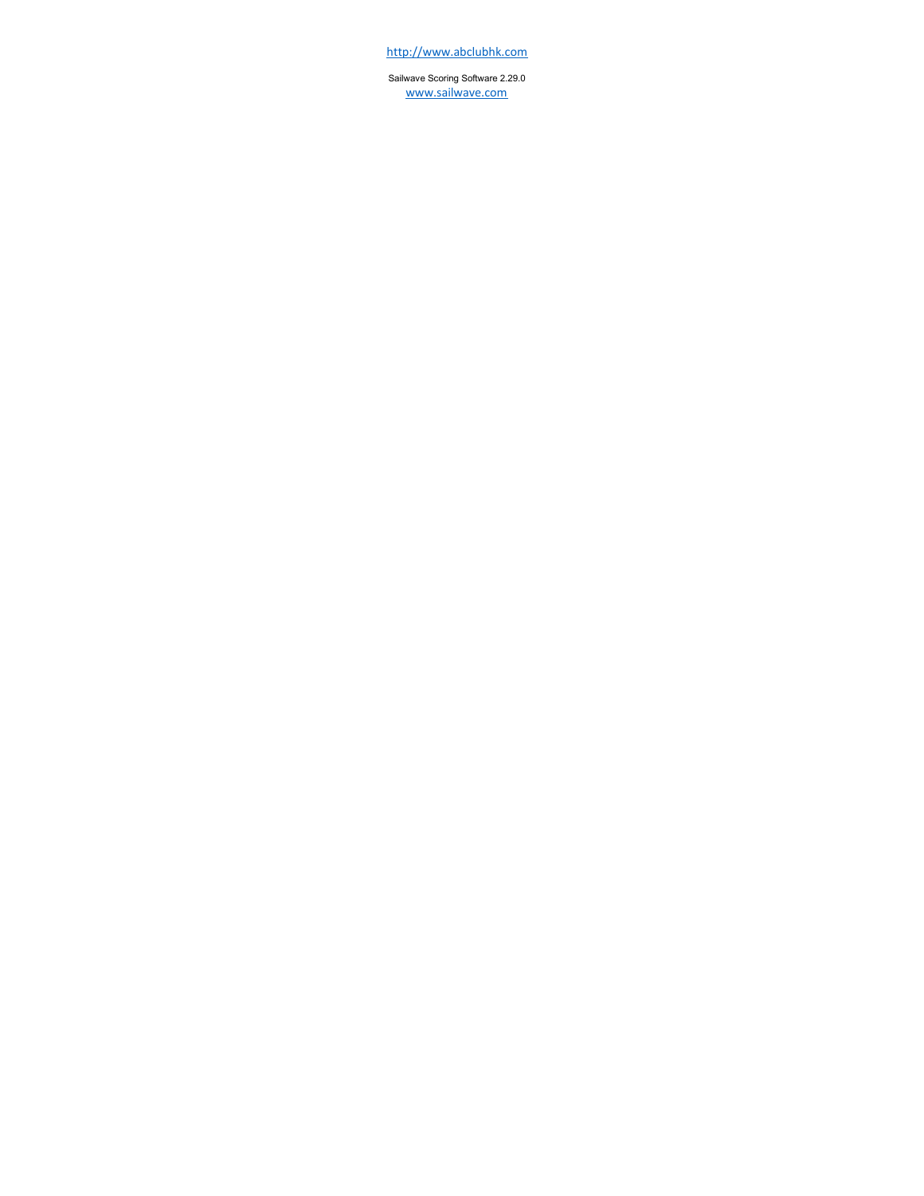http://www.abclubhk.com

Sailwave Scoring Software 2.29.0
www.sailwave.com